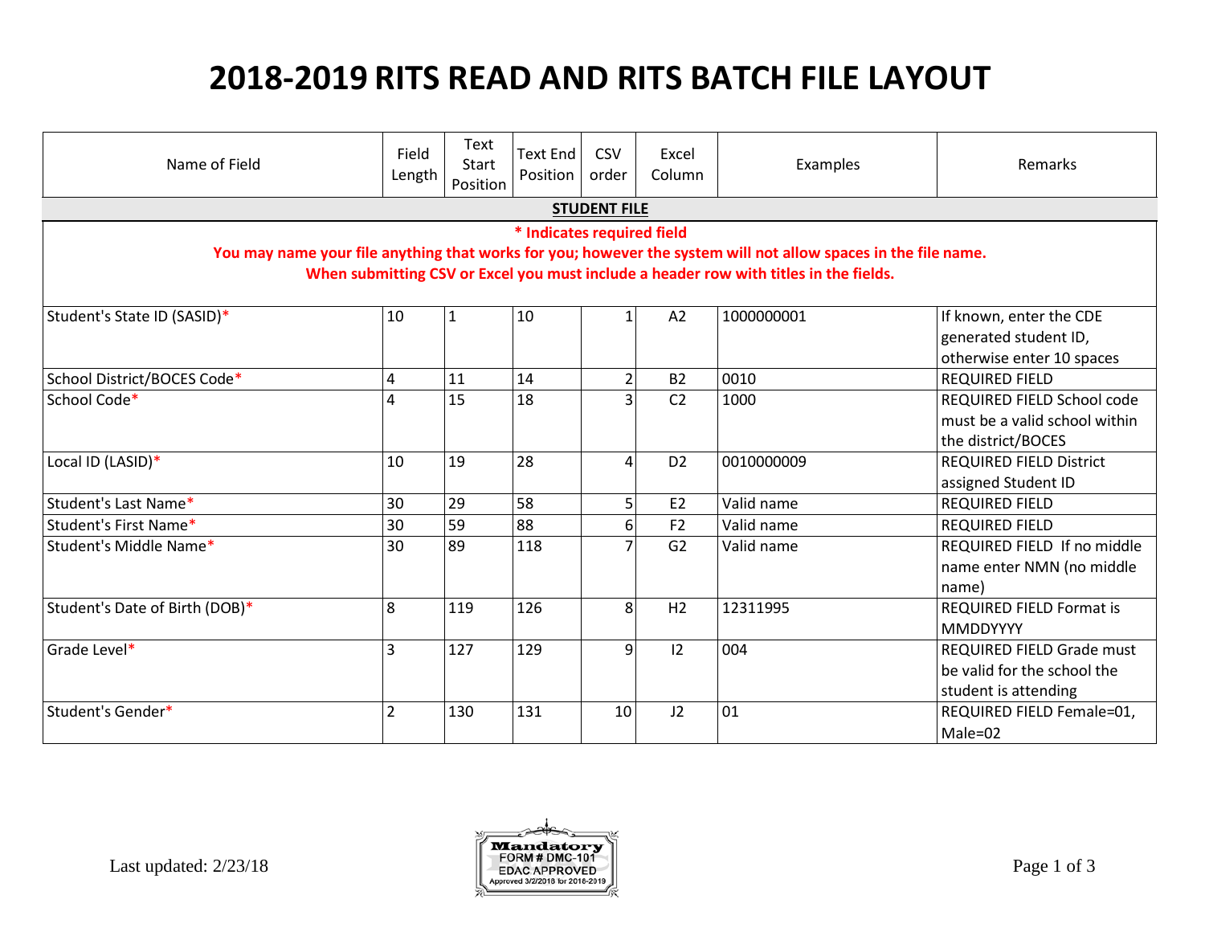# 2018-2019 RITS READ AND RITS BATCH FILE LAYOUT

| Name of Field | Field Length | Text Start Position | Text End Position | CSV order | Excel Column | Examples | Remarks |
|---|---|---|---|---|---|---|---|
| **STUDENT FILE** | | | | | | | |
| **\* Indicates required field**<br>**You may name your file anything that works for you; however the system will not allow spaces in the file name.**<br>**When submitting CSV or Excel you must include a header row with titles in the fields.** | | | | | | | |
| Student's State ID (SASID)* | 10 | 1 | 10 | 1 | A2 | 1000000001 | If known, enter the CDE generated student ID, otherwise enter 10 spaces |
| School District/BOCES Code* | 4 | 11 | 14 | 2 | B2 | 0010 | REQUIRED FIELD |
| School Code* | 4 | 15 | 18 | 3 | C2 | 1000 | REQUIRED FIELD School code must be a valid school within the district/BOCES |
| Local ID (LASID)* | 10 | 19 | 28 | 4 | D2 | 0010000009 | REQUIRED FIELD District assigned Student ID |
| Student's Last Name* | 30 | 29 | 58 | 5 | E2 | Valid name | REQUIRED FIELD |
| Student's First Name* | 30 | 59 | 88 | 6 | F2 | Valid name | REQUIRED FIELD |
| Student's Middle Name* | 30 | 89 | 118 | 7 | G2 | Valid name | REQUIRED FIELD If no middle name enter NMN (no middle name) |
| Student's Date of Birth (DOB)* | 8 | 119 | 126 | 8 | H2 | 12311995 | REQUIRED FIELD Format is MMDDYYYY |
| Grade Level* | 3 | 127 | 129 | 9 | I2 | 004 | REQUIRED FIELD Grade must be valid for the school the student is attending |
| Student's Gender* | 2 | 130 | 131 | 10 | J2 | 01 | REQUIRED FIELD Female=01, Male=02 |

Last updated: 2/23/18

Mandatory FORM # DMC-101 EDAC APPROVED Approved 3/2/2018 for 2018-2019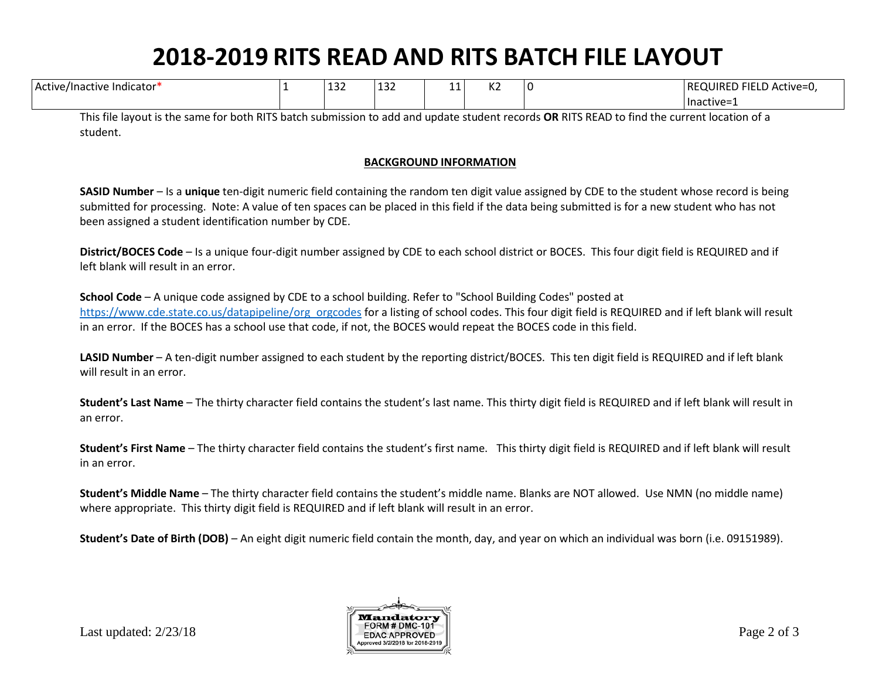# 2018-2019 RITS READ AND RITS BATCH FILE LAYOUT

| Active/Inactive Indicator* | 1 | 132 | 132 | 11 | K2 | 0 | REQUIRED FIELD Active=0, Inactive=1 |
|---|---|---|---|---|---|---|---|

This file layout is the same for both RITS batch submission to add and update student records **OR** RITS READ to find the current location of a student.

**BACKGROUND INFORMATION**

**SASID Number** – Is a **unique** ten-digit numeric field containing the random ten digit value assigned by CDE to the student whose record is being submitted for processing. Note: A value of ten spaces can be placed in this field if the data being submitted is for a new student who has not been assigned a student identification number by CDE.

**District/BOCES Code** – Is a unique four-digit number assigned by CDE to each school district or BOCES. This four digit field is REQUIRED and if left blank will result in an error.

**School Code** – A unique code assigned by CDE to a school building. Refer to "School Building Codes" posted at https://www.cde.state.co.us/datapipeline/org_orgcodes for a listing of school codes. This four digit field is REQUIRED and if left blank will result in an error. If the BOCES has a school use that code, if not, the BOCES would repeat the BOCES code in this field.

**LASID Number** – A ten-digit number assigned to each student by the reporting district/BOCES. This ten digit field is REQUIRED and if left blank will result in an error.

**Student's Last Name** – The thirty character field contains the student's last name. This thirty digit field is REQUIRED and if left blank will result in an error.

**Student's First Name** – The thirty character field contains the student's first name. This thirty digit field is REQUIRED and if left blank will result in an error.

**Student's Middle Name** – The thirty character field contains the student's middle name. Blanks are NOT allowed. Use NMN (no middle name) where appropriate. This thirty digit field is REQUIRED and if left blank will result in an error.

**Student's Date of Birth (DOB)** – An eight digit numeric field contain the month, day, and year on which an individual was born (i.e. 09151989).

Last updated: 2/23/18

Mandatory FORM # DMC-101 EDAC APPROVED Approved 3/2/2018 for 2018-2019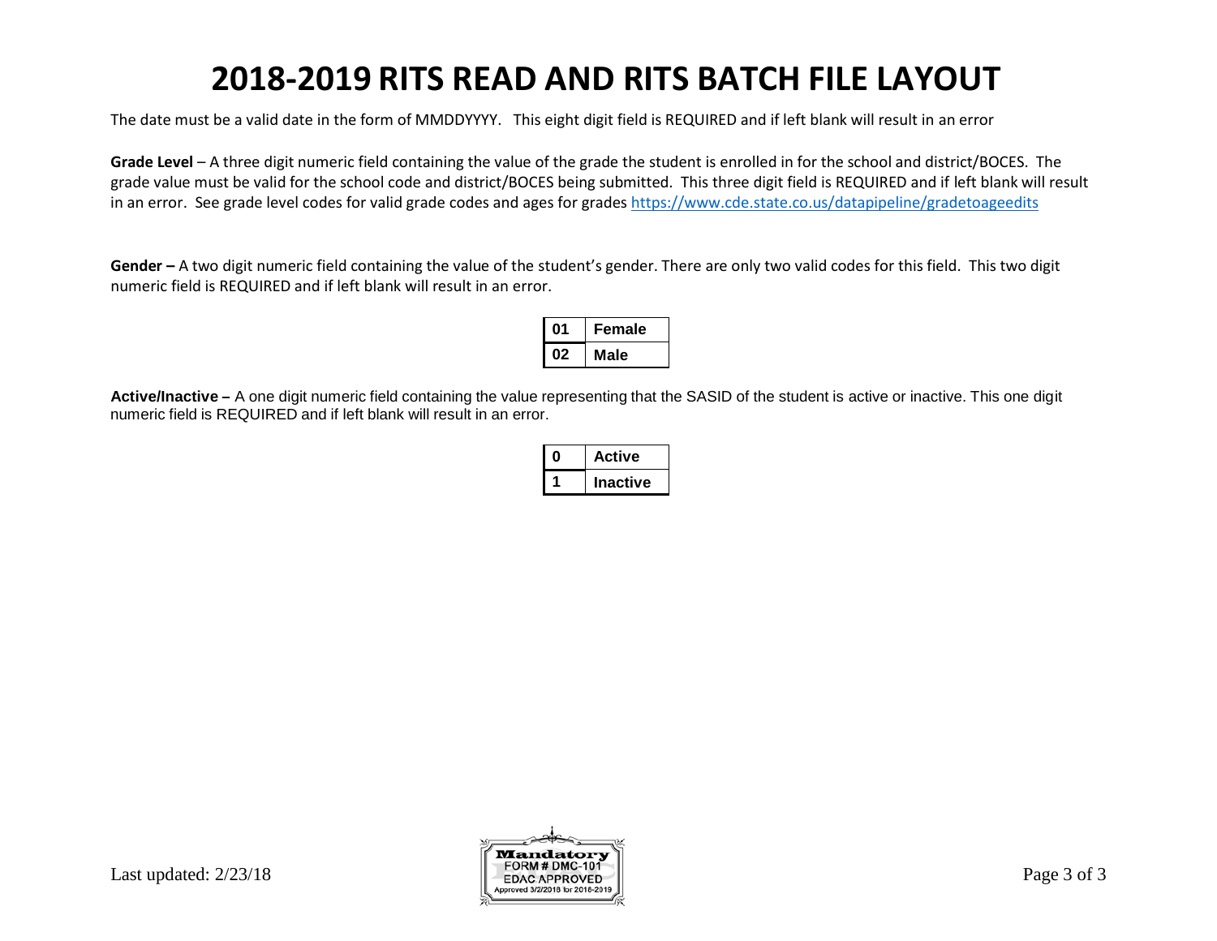# 2018-2019 RITS READ AND RITS BATCH FILE LAYOUT

The date must be a valid date in the form of MMDDYYYY. This eight digit field is REQUIRED and if left blank will result in an error

**Grade Level** – A three digit numeric field containing the value of the grade the student is enrolled in for the school and district/BOCES. The grade value must be valid for the school code and district/BOCES being submitted. This three digit field is REQUIRED and if left blank will result in an error. See grade level codes for valid grade codes and ages for grades https://www.cde.state.co.us/datapipeline/gradetoageedits

**Gender –** A two digit numeric field containing the value of the student's gender. There are only two valid codes for this field. This two digit numeric field is REQUIRED and if left blank will result in an error.

| | |
|---|---|
| **01** | **Female** |
| **02** | **Male** |

**Active/Inactive –** A one digit numeric field containing the value representing that the SASID of the student is active or inactive. This one digit numeric field is REQUIRED and if left blank will result in an error.

| | |
|---|---|
| **0** | **Active** |
| **1** | **Inactive** |

Last updated: 2/23/18

Mandatory
FORM # DMC-101
EDAC APPROVED
Approved 3/2/2018 for 2018-2019